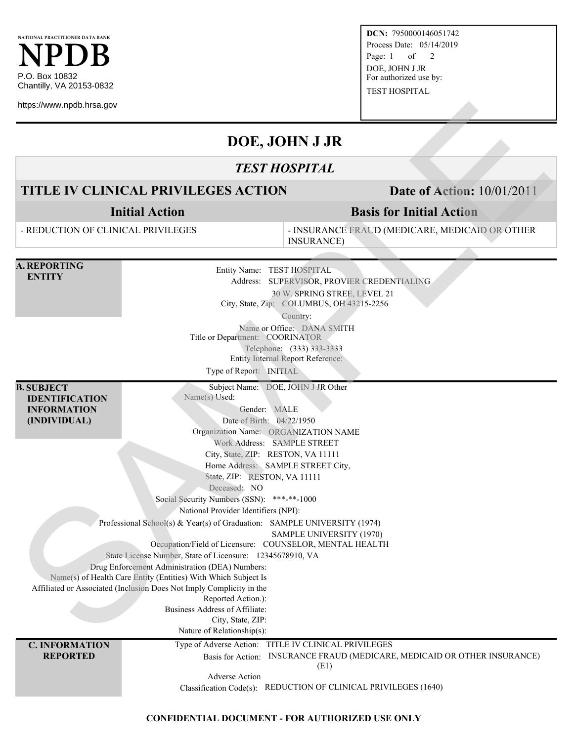NATIONAL PRACTITIONER DATA BANK

# NPDB

P.O. Box 10832
Chantilly, VA 20153-0832

https://www.npdb.hrsa.gov

**DCN:** 7950000146051742
Process Date: 05/14/2019
Page: 1 of 2
DOE, JOHN J JR
For authorized use by:
TEST HOSPITAL

# DOE, JOHN J JR

## *TEST HOSPITAL*

## TITLE IV CLINICAL PRIVILEGES ACTION — Date of Action: 10/01/2011

| Initial Action | Basis for Initial Action |
|---|---|
| - REDUCTION OF CLINICAL PRIVILEGES | - INSURANCE FRAUD (MEDICARE, MEDICAID OR OTHER INSURANCE) |

### A. REPORTING ENTITY

Entity Name: TEST HOSPITAL
Address: SUPERVISOR, PROVIER CREDENTIALING
30 W. SPRING STREE, LEVEL 21
City, State, Zip: COLUMBUS, OH 43215-2256
Country:
Name or Office: DANA SMITH
Title or Department: COORINATOR
Telephone: (333) 333-3333
Entity Internal Report Reference:
Type of Report: INITIAL

### B. SUBJECT IDENTIFICATION INFORMATION (INDIVIDUAL)

Subject Name: DOE, JOHN J JR
Other Name(s) Used:
Gender: MALE
Date of Birth: 04/22/1950
Organization Name: ORGANIZATION NAME
Work Address: SAMPLE STREET
City, State, ZIP: RESTON, VA 11111
Home Address: SAMPLE STREET
City, State, ZIP: RESTON, VA 11111
Deceased: NO
Social Security Numbers (SSN): \*\*\*-\*\*-1000
National Provider Identifiers (NPI):
Professional School(s) & Year(s) of Graduation: SAMPLE UNIVERSITY (1974)
SAMPLE UNIVERSITY (1970)
Occupation/Field of Licensure: COUNSELOR, MENTAL HEALTH
State License Number, State of Licensure: 12345678910, VA
Drug Enforcement Administration (DEA) Numbers:
Name(s) of Health Care Entity (Entities) With Which Subject Is Affiliated or Associated (Inclusion Does Not Imply Complicity in the Reported Action.):
Business Address of Affiliate:
City, State, ZIP:
Nature of Relationship(s):

### C. INFORMATION REPORTED

Type of Adverse Action: TITLE IV CLINICAL PRIVILEGES
Basis for Action: INSURANCE FRAUD (MEDICARE, MEDICAID OR OTHER INSURANCE) (E1)
Adverse Action Classification Code(s): REDUCTION OF CLINICAL PRIVILEGES (1640)

**CONFIDENTIAL DOCUMENT - FOR AUTHORIZED USE ONLY**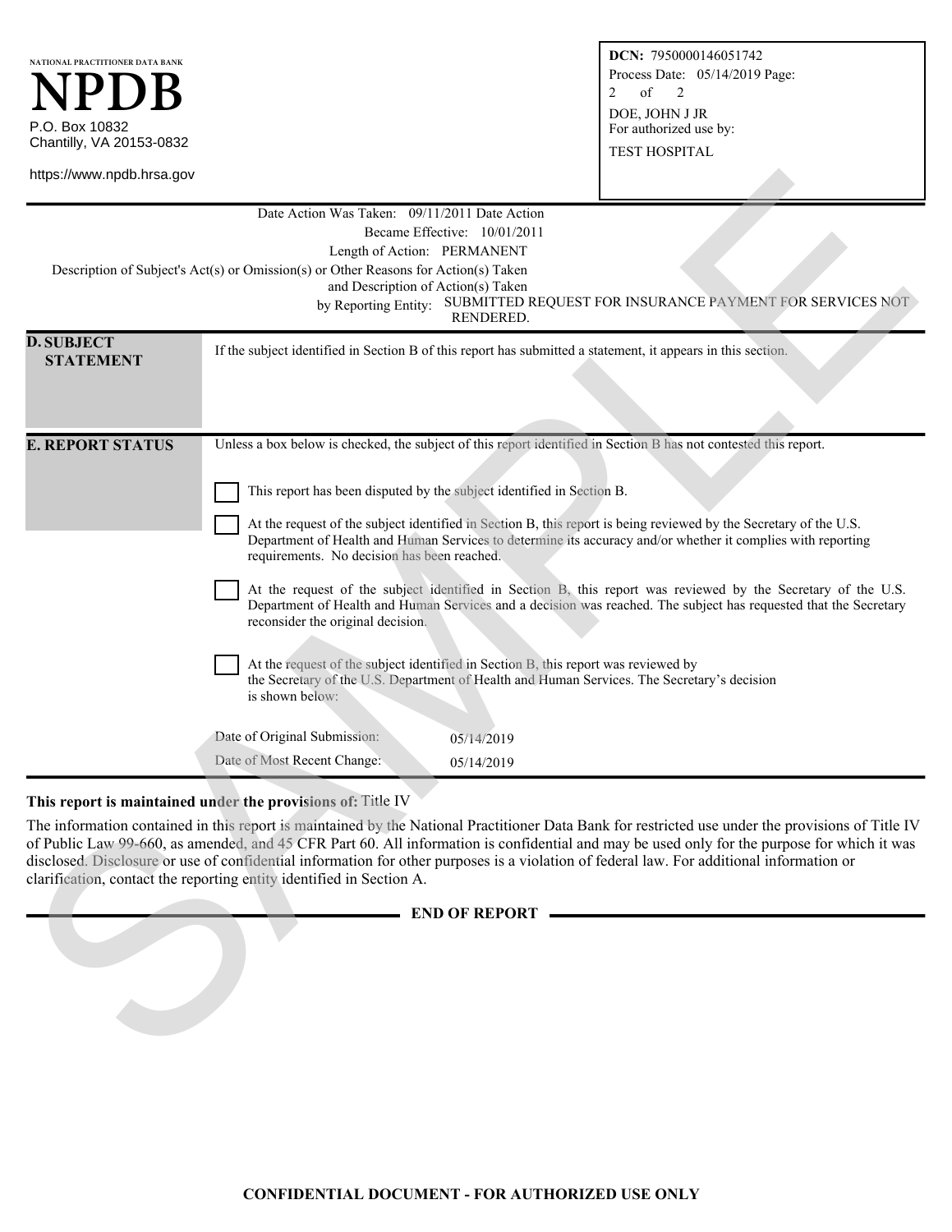NATIONAL PRACTITIONER DATA BANK

**NPDB**

P.O. Box 10832
Chantilly, VA 20153-0832

https://www.npdb.hrsa.gov

**DCN:** 7950000146051742
Process Date: 05/14/2019

DOE, JOHN J JR
For authorized use by:
TEST HOSPITAL

Date Action Was Taken: 09/11/2011

Date Action Became Effective: 10/01/2011

Length of Action: PERMANENT

Description of Subject's Act(s) or Omission(s) or Other Reasons for Action(s) Taken and Description of Action(s) Taken by Reporting Entity: SUBMITTED REQUEST FOR INSURANCE PAYMENT FOR SERVICES NOT RENDERED.

## D. SUBJECT STATEMENT

If the subject identified in Section B of this report has submitted a statement, it appears in this section.

## E. REPORT STATUS

Unless a box below is checked, the subject of this report identified in Section B has not contested this report.

- [ ] This report has been disputed by the subject identified in Section B.
- [ ] At the request of the subject identified in Section B, this report is being reviewed by the Secretary of the U.S. Department of Health and Human Services to determine its accuracy and/or whether it complies with reporting requirements. No decision has been reached.
- [ ] At the request of the subject identified in Section B, this report was reviewed by the Secretary of the U.S. Department of Health and Human Services and a decision was reached. The subject has requested that the Secretary reconsider the original decision.
- [ ] At the request of the subject identified in Section B, this report was reviewed by the Secretary of the U.S. Department of Health and Human Services. The Secretary's decision is shown below:

Date of Original Submission: 05/14/2019

Date of Most Recent Change: 05/14/2019

**This report is maintained under the provisions of:** Title IV

The information contained in this report is maintained by the National Practitioner Data Bank for restricted use under the provisions of Title IV of Public Law 99-660, as amended, and 45 CFR Part 60. All information is confidential and may be used only for the purpose for which it was disclosed. Disclosure or use of confidential information for other purposes is a violation of federal law. For additional information or clarification, contact the reporting entity identified in Section A.

**END OF REPORT**

**CONFIDENTIAL DOCUMENT - FOR AUTHORIZED USE ONLY**